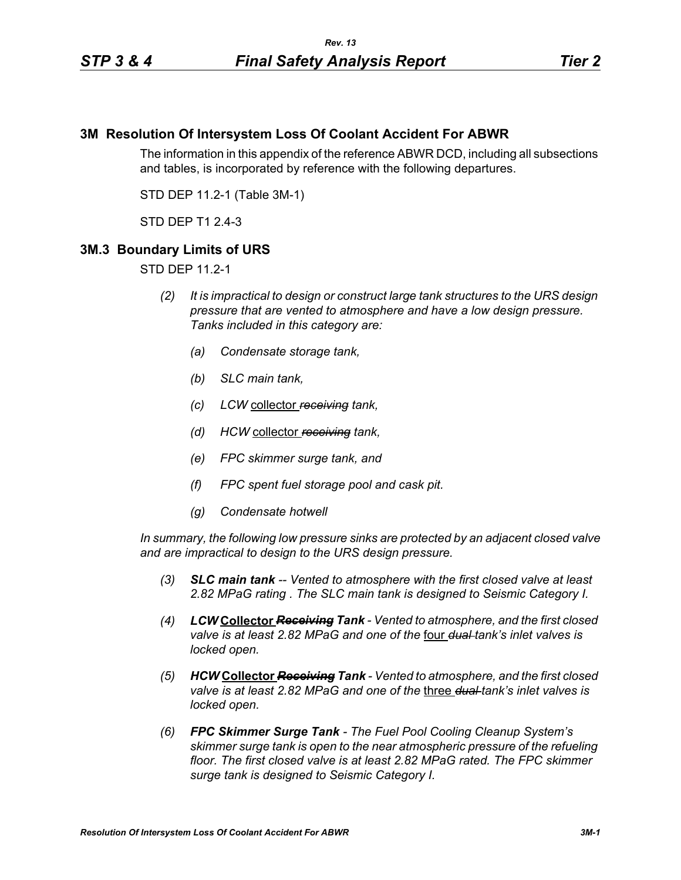## 3M Resolution Of Intersystem Loss Of Coolant Accident For ABWR

The information in this appendix of the reference ABWR DCD, including all subsections and tables, is incorporated by reference with the following departures.

STD DEP 11.2-1 (Table 3M-1)

STD DEP T1 2.4-3

## 3M.3 Boundary Limits of URS

STD DEP 11.2-1

*(2) It is impractical to design or construct large tank structures to the URS design pressure that are vented to atmosphere and have a low design pressure. Tanks included in this category are:*

*(a) Condensate storage tank,*

*(b) SLC main tank,*

*(c) LCW* <u>collector</u> ~~*receiving*~~ *tank,*

*(d) HCW* <u>collector</u> ~~*receiving*~~ *tank,*

*(e) FPC skimmer surge tank, and*

*(f) FPC spent fuel storage pool and cask pit.*

*(g) Condensate hotwell*

*In summary, the following low pressure sinks are protected by an adjacent closed valve and are impractical to design to the URS design pressure.*

*(3)* ***SLC main tank*** *-- Vented to atmosphere with the first closed valve at least 2.82 MPaG rating . The SLC main tank is designed to Seismic Category I.*

*(4)* ***LCW*** **<u>Collector</u>** ~~***Receiving***~~ ***Tank*** *- Vented to atmosphere, and the first closed valve is at least 2.82 MPaG and one of the* <u>four</u> ~~*dual*~~ *tank's inlet valves is locked open.*

*(5)* ***HCW*** **<u>Collector</u>** ~~***Receiving***~~ ***Tank*** *- Vented to atmosphere, and the first closed valve is at least 2.82 MPaG and one of the* <u>three</u> ~~*dual*~~ *tank's inlet valves is locked open.*

*(6)* ***FPC Skimmer Surge Tank*** *- The Fuel Pool Cooling Cleanup System's skimmer surge tank is open to the near atmospheric pressure of the refueling floor. The first closed valve is at least 2.82 MPaG rated. The FPC skimmer surge tank is designed to Seismic Category I.*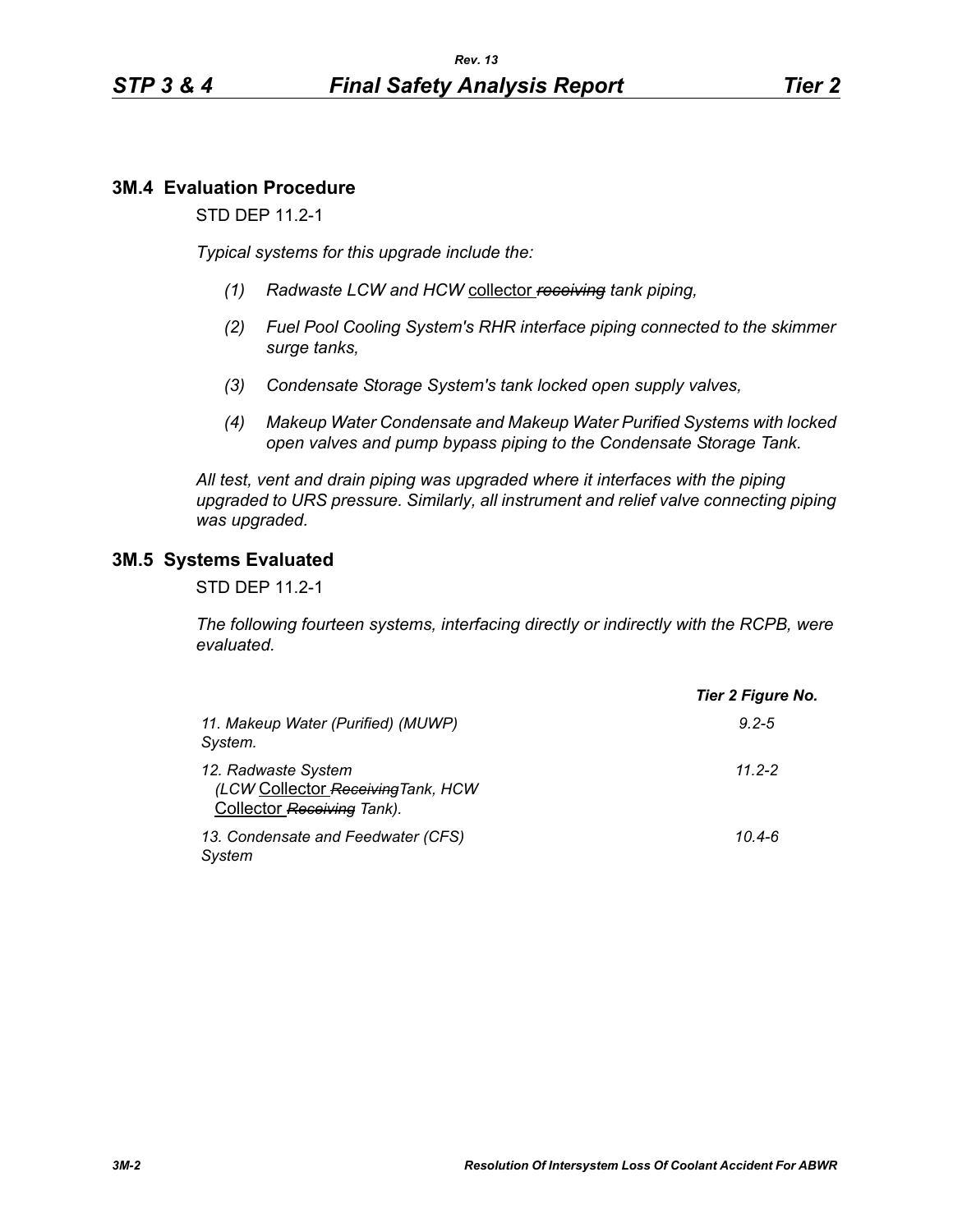## 3M.4 Evaluation Procedure

STD DEP 11.2-1

*Typical systems for this upgrade include the:*

*(1) Radwaste LCW and HCW* collector ~~*receiving*~~ *tank piping,*

*(2) Fuel Pool Cooling System's RHR interface piping connected to the skimmer surge tanks,*

*(3) Condensate Storage System's tank locked open supply valves,*

*(4) Makeup Water Condensate and Makeup Water Purified Systems with locked open valves and pump bypass piping to the Condensate Storage Tank.*

*All test, vent and drain piping was upgraded where it interfaces with the piping upgraded to URS pressure. Similarly, all instrument and relief valve connecting piping was upgraded.*

## 3M.5 Systems Evaluated

STD DEP 11.2-1

*The following fourteen systems, interfacing directly or indirectly with the RCPB, were evaluated.*

| | ***Tier 2 Figure No.*** |
|---|---|
| *11. Makeup Water (Purified) (MUWP) System.* | *9.2-5* |
| *12. Radwaste System (LCW* Collector ~~*Receiving*~~*Tank, HCW* Collector ~~*Receiving*~~ *Tank).* | *11.2-2* |
| *13. Condensate and Feedwater (CFS) System* | *10.4-6* |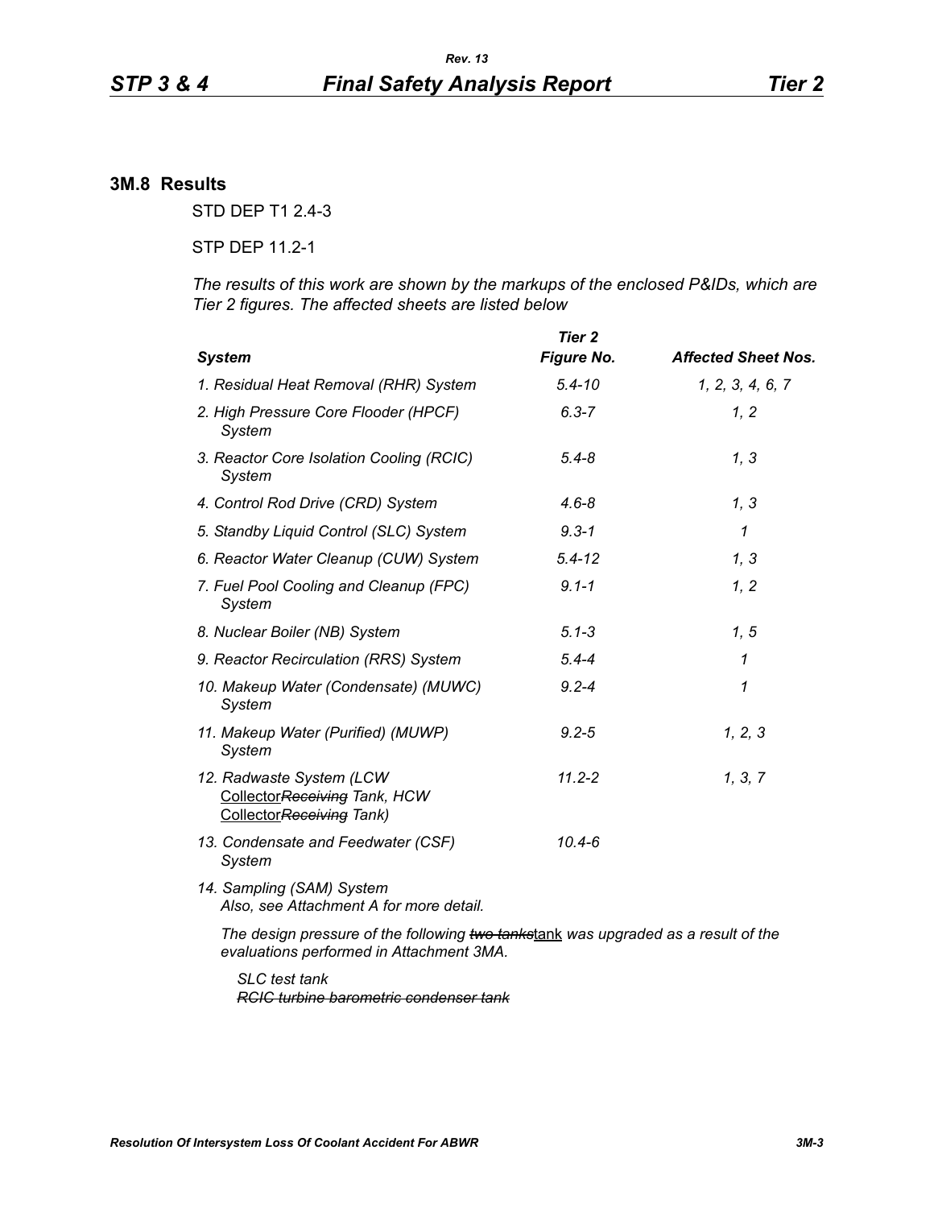## 3M.8 Results

STD DEP T1 2.4-3

STP DEP 11.2-1

*The results of this work are shown by the markups of the enclosed P&IDs, which are Tier 2 figures. The affected sheets are listed below*

| *System* | *Tier 2 Figure No.* | *Affected Sheet Nos.* |
|---|---|---|
| *1. Residual Heat Removal (RHR) System* | *5.4-10* | *1, 2, 3, 4, 6, 7* |
| *2. High Pressure Core Flooder (HPCF) System* | *6.3-7* | *1, 2* |
| *3. Reactor Core Isolation Cooling (RCIC) System* | *5.4-8* | *1, 3* |
| *4. Control Rod Drive (CRD) System* | *4.6-8* | *1, 3* |
| *5. Standby Liquid Control (SLC) System* | *9.3-1* | *1* |
| *6. Reactor Water Cleanup (CUW) System* | *5.4-12* | *1, 3* |
| *7. Fuel Pool Cooling and Cleanup (FPC) System* | *9.1-1* | *1, 2* |
| *8. Nuclear Boiler (NB) System* | *5.1-3* | *1, 5* |
| *9. Reactor Recirculation (RRS) System* | *5.4-4* | *1* |
| *10. Makeup Water (Condensate) (MUWC) System* | *9.2-4* | *1* |
| *11. Makeup Water (Purified) (MUWP) System* | *9.2-5* | *1, 2, 3* |
| *12. Radwaste System (LCW* <u>Collector</u>~~*Receiving*~~ *Tank, HCW* <u>Collector</u>~~*Receiving*~~ *Tank)* | *11.2-2* | *1, 3, 7* |
| *13. Condensate and Feedwater (CSF) System* | *10.4-6* | |
| *14. Sampling (SAM) System Also, see Attachment A for more detail.* | | |

*The design pressure of the following* ~~*two tanks*~~<u>tank</u> *was upgraded as a result of the evaluations performed in Attachment 3MA.*

*SLC test tank*
~~*RCIC turbine barometric condenser tank*~~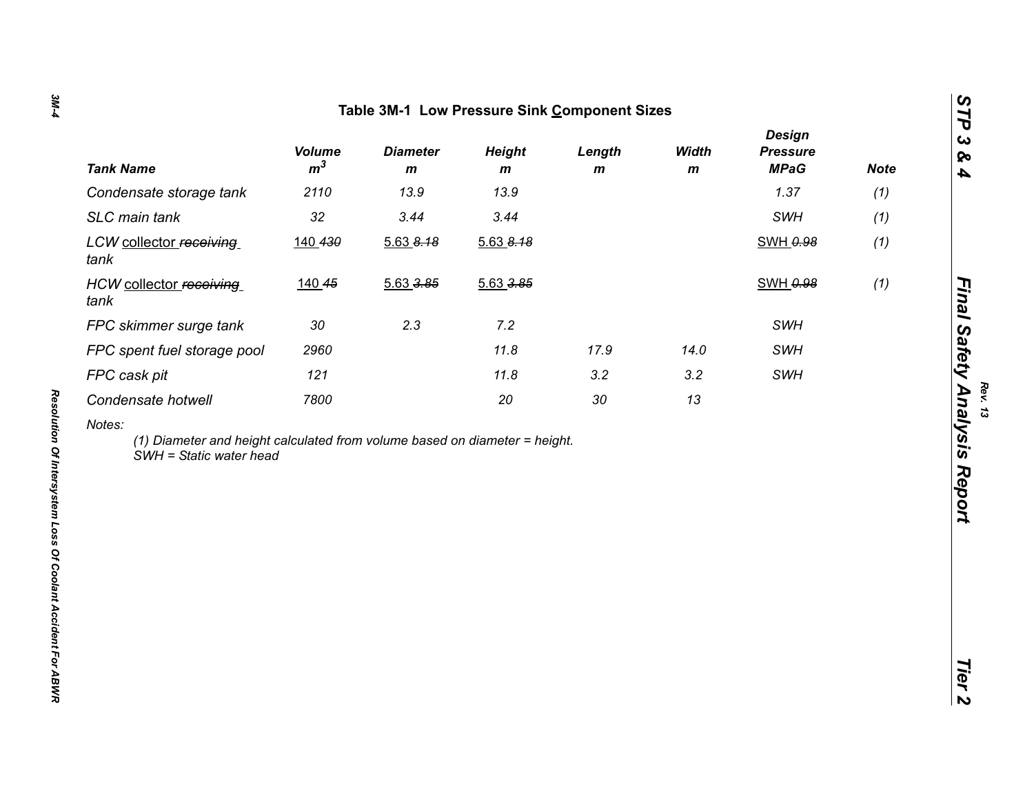# Table 3M-1 Low Pressure Sink Component Sizes

| Tank Name | Volume $m^3$ | Diameter m | Height m | Length m | Width m | Design Pressure MPaG | Note |
|---|---|---|---|---|---|---|---|
| Condensate storage tank | 2110 | 13.9 | 13.9 | | | 1.37 | (1) |
| SLC main tank | 32 | 3.44 | 3.44 | | | SWH | (1) |
| LCW collector ~~receiving~~ tank | 140 ~~430~~ | 5.63 ~~8.18~~ | 5.63 ~~8.18~~ | | | SWH ~~0.98~~ | (1) |
| HCW collector ~~receiving~~ tank | 140 ~~45~~ | 5.63 ~~3.85~~ | 5.63 ~~3.85~~ | | | SWH ~~0.98~~ | (1) |
| FPC skimmer surge tank | 30 | 2.3 | 7.2 | | | SWH | |
| FPC spent fuel storage pool | 2960 | | 11.8 | 17.9 | 14.0 | SWH | |
| FPC cask pit | 121 | | 11.8 | 3.2 | 3.2 | SWH | |
| Condensate hotwell | 7800 | | 20 | 30 | 13 | | |

Notes:

(1) Diameter and height calculated from volume based on diameter = height.

SWH = Static water head